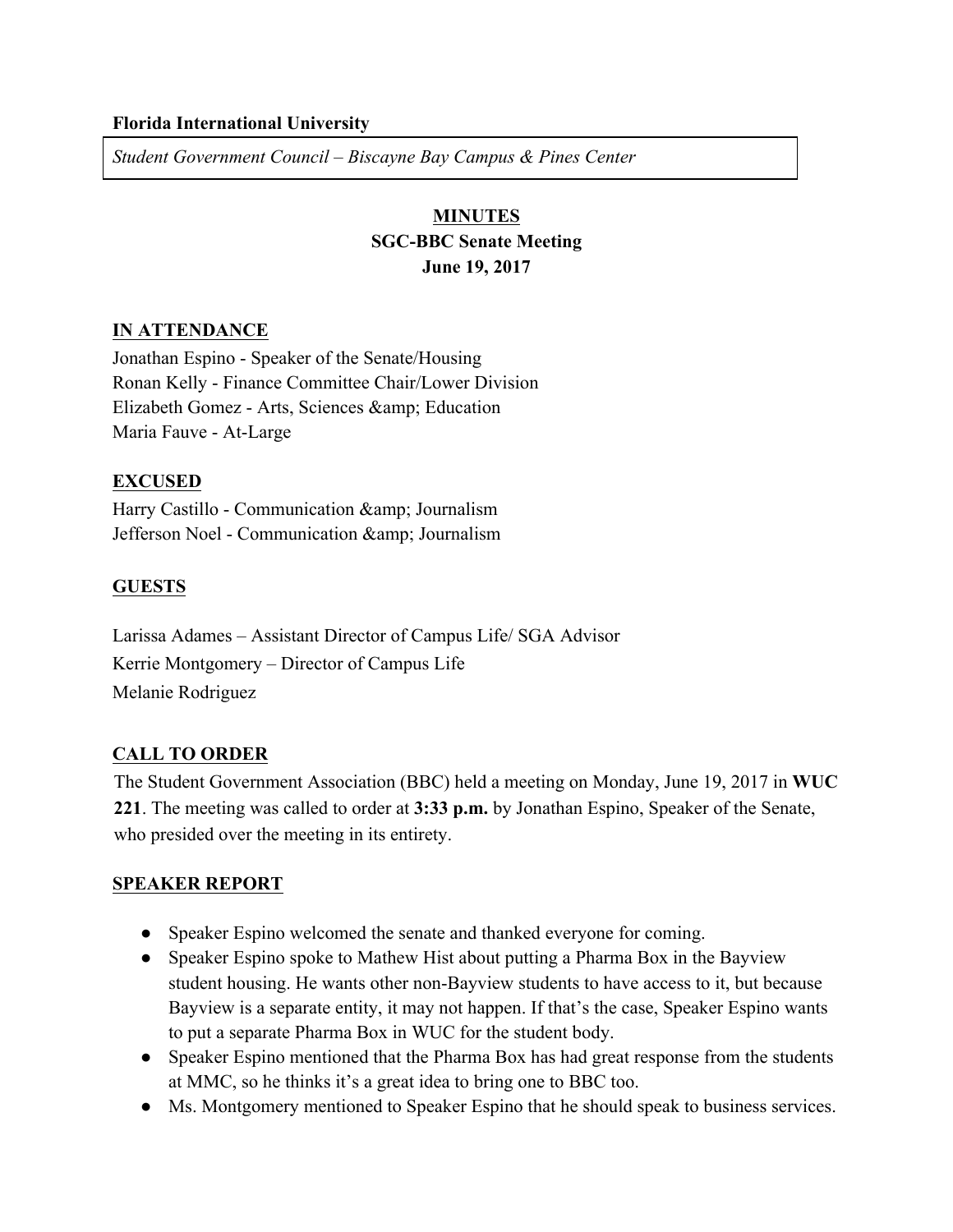**Florida International University**

*Student Government Council – Biscayne Bay Campus & Pines Center*

# MINUTES
## SGC-BBC Senate Meeting
## June 19, 2017

## IN ATTENDANCE

Jonathan Espino - Speaker of the Senate/Housing
Ronan Kelly - Finance Committee Chair/Lower Division
Elizabeth Gomez - Arts, Sciences &amp; Education
Maria Fauve - At-Large

## EXCUSED

Harry Castillo - Communication &amp; Journalism
Jefferson Noel - Communication &amp; Journalism

## GUESTS

Larissa Adames – Assistant Director of Campus Life/ SGA Advisor
Kerrie Montgomery – Director of Campus Life
Melanie Rodriguez

## CALL TO ORDER

The Student Government Association (BBC) held a meeting on Monday, June 19, 2017 in **WUC 221**. The meeting was called to order at **3:33 p.m.** by Jonathan Espino, Speaker of the Senate, who presided over the meeting in its entirety.

## SPEAKER REPORT

- Speaker Espino welcomed the senate and thanked everyone for coming.
- Speaker Espino spoke to Mathew Hist about putting a Pharma Box in the Bayview student housing. He wants other non-Bayview students to have access to it, but because Bayview is a separate entity, it may not happen. If that's the case, Speaker Espino wants to put a separate Pharma Box in WUC for the student body.
- Speaker Espino mentioned that the Pharma Box has had great response from the students at MMC, so he thinks it's a great idea to bring one to BBC too.
- Ms. Montgomery mentioned to Speaker Espino that he should speak to business services.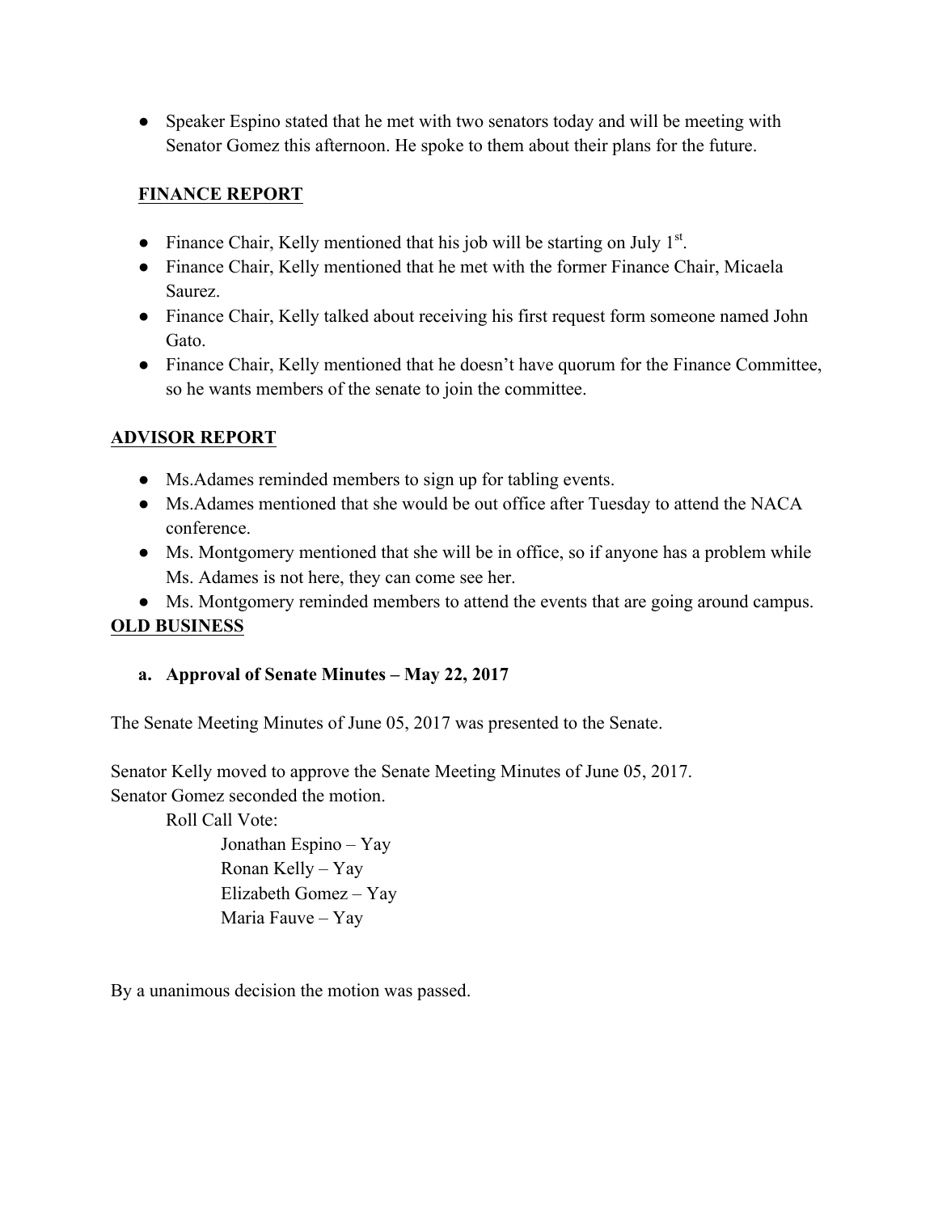- Speaker Espino stated that he met with two senators today and will be meeting with Senator Gomez this afternoon. He spoke to them about their plans for the future.

## FINANCE REPORT

- Finance Chair, Kelly mentioned that his job will be starting on July 1st.
- Finance Chair, Kelly mentioned that he met with the former Finance Chair, Micaela Saurez.
- Finance Chair, Kelly talked about receiving his first request form someone named John Gato.
- Finance Chair, Kelly mentioned that he doesn't have quorum for the Finance Committee, so he wants members of the senate to join the committee.

## ADVISOR REPORT

- Ms.Adames reminded members to sign up for tabling events.
- Ms.Adames mentioned that she would be out office after Tuesday to attend the NACA conference.
- Ms. Montgomery mentioned that she will be in office, so if anyone has a problem while Ms. Adames is not here, they can come see her.
- Ms. Montgomery reminded members to attend the events that are going around campus.

## OLD BUSINESS

**a. Approval of Senate Minutes – May 22, 2017**

The Senate Meeting Minutes of June 05, 2017 was presented to the Senate.

Senator Kelly moved to approve the Senate Meeting Minutes of June 05, 2017.
Senator Gomez seconded the motion.

Roll Call Vote:

Jonathan Espino – Yay
Ronan Kelly – Yay
Elizabeth Gomez – Yay
Maria Fauve – Yay

By a unanimous decision the motion was passed.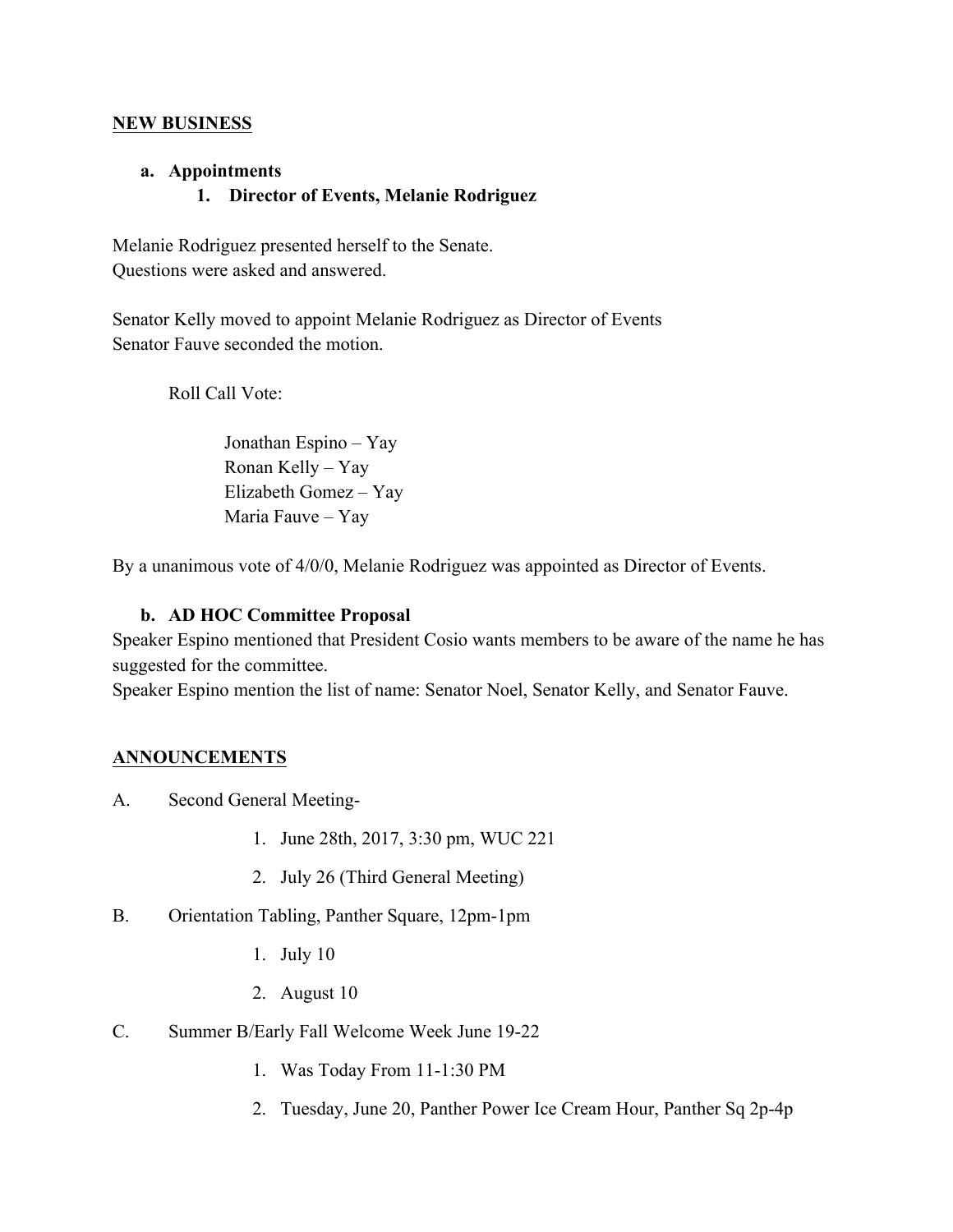**NEW BUSINESS**

**a. Appointments**

**1. Director of Events, Melanie Rodriguez**

Melanie Rodriguez presented herself to the Senate.
Questions were asked and answered.

Senator Kelly moved to appoint Melanie Rodriguez as Director of Events
Senator Fauve seconded the motion.

Roll Call Vote:

Jonathan Espino – Yay
Ronan Kelly – Yay
Elizabeth Gomez – Yay
Maria Fauve – Yay

By a unanimous vote of 4/0/0, Melanie Rodriguez was appointed as Director of Events.

**b. AD HOC Committee Proposal**

Speaker Espino mentioned that President Cosio wants members to be aware of the name he has suggested for the committee.
Speaker Espino mention the list of name: Senator Noel, Senator Kelly, and Senator Fauve.

**ANNOUNCEMENTS**

A. Second General Meeting-
   1. June 28th, 2017, 3:30 pm, WUC 221
   2. July 26 (Third General Meeting)

B. Orientation Tabling, Panther Square, 12pm-1pm
   1. July 10
   2. August 10

C. Summer B/Early Fall Welcome Week June 19-22
   1. Was Today From 11-1:30 PM
   2. Tuesday, June 20, Panther Power Ice Cream Hour, Panther Sq 2p-4p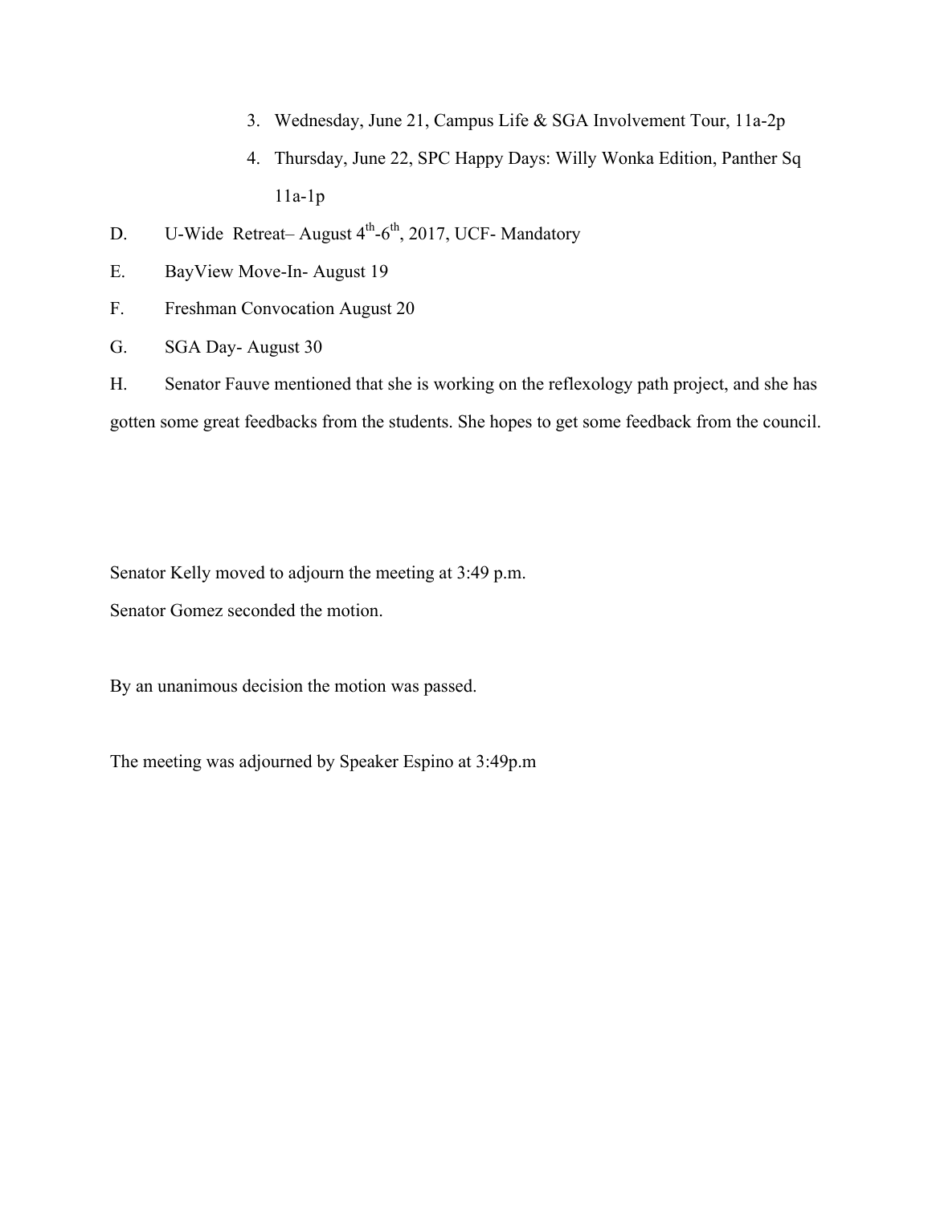3. Wednesday, June 21, Campus Life & SGA Involvement Tour, 11a-2p
4. Thursday, June 22, SPC Happy Days: Willy Wonka Edition, Panther Sq 11a-1p

D. U-Wide Retreat– August $4^{th}$-$6^{th}$, 2017, UCF- Mandatory

E. BayView Move-In- August 19

F. Freshman Convocation August 20

G. SGA Day- August 30

H. Senator Fauve mentioned that she is working on the reflexology path project, and she has gotten some great feedbacks from the students. She hopes to get some feedback from the council.

Senator Kelly moved to adjourn the meeting at 3:49 p.m.

Senator Gomez seconded the motion.

By an unanimous decision the motion was passed.

The meeting was adjourned by Speaker Espino at 3:49p.m